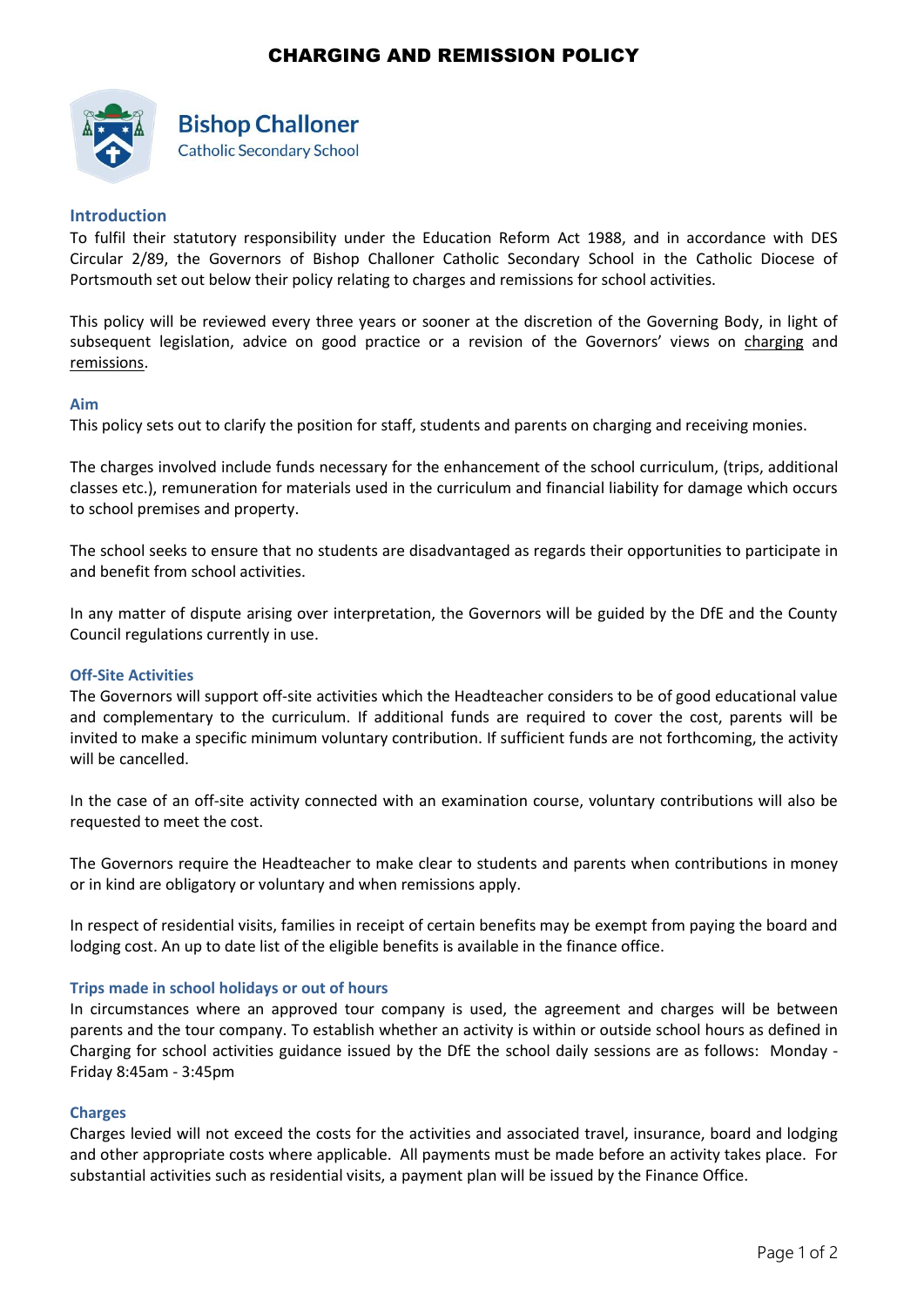# CHARGING AND REMISSION POLICY

**Bishop Challoner**
Catholic Secondary School

## Introduction

To fulfil their statutory responsibility under the Education Reform Act 1988, and in accordance with DES Circular 2/89, the Governors of Bishop Challoner Catholic Secondary School in the Catholic Diocese of Portsmouth set out below their policy relating to charges and remissions for school activities.

This policy will be reviewed every three years or sooner at the discretion of the Governing Body, in light of subsequent legislation, advice on good practice or a revision of the Governors' views on charging and remissions.

## Aim

This policy sets out to clarify the position for staff, students and parents on charging and receiving monies.

The charges involved include funds necessary for the enhancement of the school curriculum, (trips, additional classes etc.), remuneration for materials used in the curriculum and financial liability for damage which occurs to school premises and property.

The school seeks to ensure that no students are disadvantaged as regards their opportunities to participate in and benefit from school activities.

In any matter of dispute arising over interpretation, the Governors will be guided by the DfE and the County Council regulations currently in use.

## Off-Site Activities

The Governors will support off-site activities which the Headteacher considers to be of good educational value and complementary to the curriculum. If additional funds are required to cover the cost, parents will be invited to make a specific minimum voluntary contribution. If sufficient funds are not forthcoming, the activity will be cancelled.

In the case of an off-site activity connected with an examination course, voluntary contributions will also be requested to meet the cost.

The Governors require the Headteacher to make clear to students and parents when contributions in money or in kind are obligatory or voluntary and when remissions apply.

In respect of residential visits, families in receipt of certain benefits may be exempt from paying the board and lodging cost. An up to date list of the eligible benefits is available in the finance office.

## Trips made in school holidays or out of hours

In circumstances where an approved tour company is used, the agreement and charges will be between parents and the tour company. To establish whether an activity is within or outside school hours as defined in Charging for school activities guidance issued by the DfE the school daily sessions are as follows: Monday - Friday 8:45am - 3:45pm

## Charges

Charges levied will not exceed the costs for the activities and associated travel, insurance, board and lodging and other appropriate costs where applicable. All payments must be made before an activity takes place. For substantial activities such as residential visits, a payment plan will be issued by the Finance Office.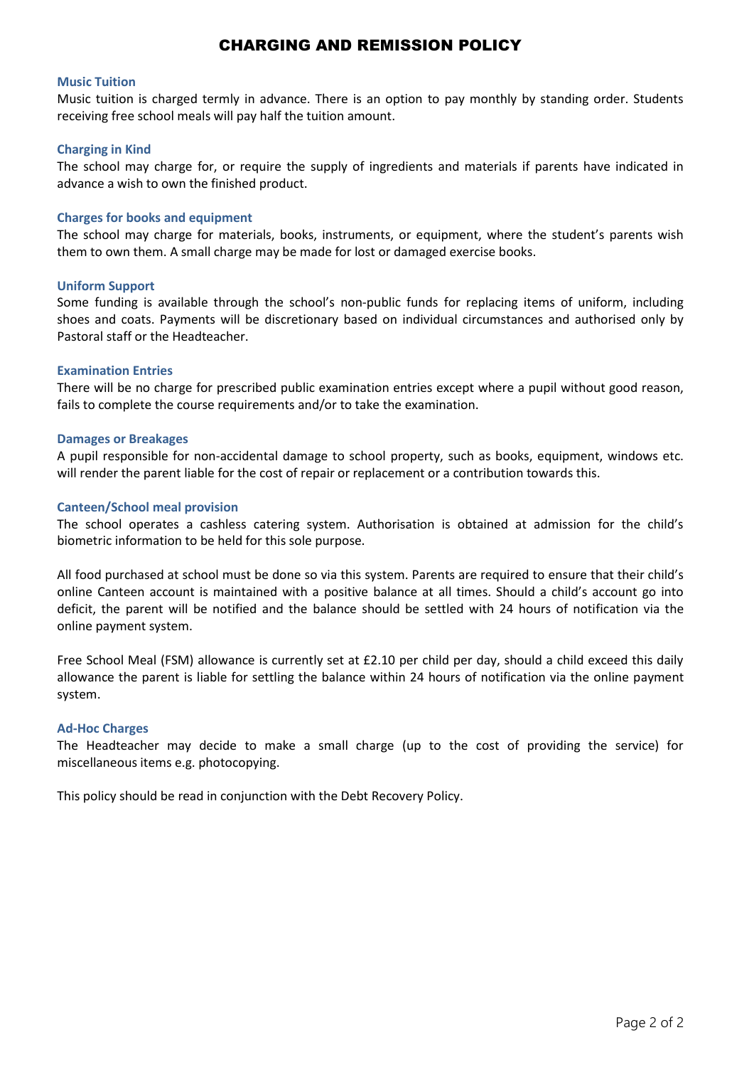# CHARGING AND REMISSION POLICY

### Music Tuition

Music tuition is charged termly in advance. There is an option to pay monthly by standing order. Students receiving free school meals will pay half the tuition amount.

### Charging in Kind

The school may charge for, or require the supply of ingredients and materials if parents have indicated in advance a wish to own the finished product.

### Charges for books and equipment

The school may charge for materials, books, instruments, or equipment, where the student's parents wish them to own them. A small charge may be made for lost or damaged exercise books.

### Uniform Support

Some funding is available through the school's non-public funds for replacing items of uniform, including shoes and coats. Payments will be discretionary based on individual circumstances and authorised only by Pastoral staff or the Headteacher.

### Examination Entries

There will be no charge for prescribed public examination entries except where a pupil without good reason, fails to complete the course requirements and/or to take the examination.

### Damages or Breakages

A pupil responsible for non-accidental damage to school property, such as books, equipment, windows etc. will render the parent liable for the cost of repair or replacement or a contribution towards this.

### Canteen/School meal provision

The school operates a cashless catering system. Authorisation is obtained at admission for the child's biometric information to be held for this sole purpose.

All food purchased at school must be done so via this system. Parents are required to ensure that their child's online Canteen account is maintained with a positive balance at all times. Should a child's account go into deficit, the parent will be notified and the balance should be settled with 24 hours of notification via the online payment system.

Free School Meal (FSM) allowance is currently set at £2.10 per child per day, should a child exceed this daily allowance the parent is liable for settling the balance within 24 hours of notification via the online payment system.

### Ad-Hoc Charges

The Headteacher may decide to make a small charge (up to the cost of providing the service) for miscellaneous items e.g. photocopying.

This policy should be read in conjunction with the Debt Recovery Policy.